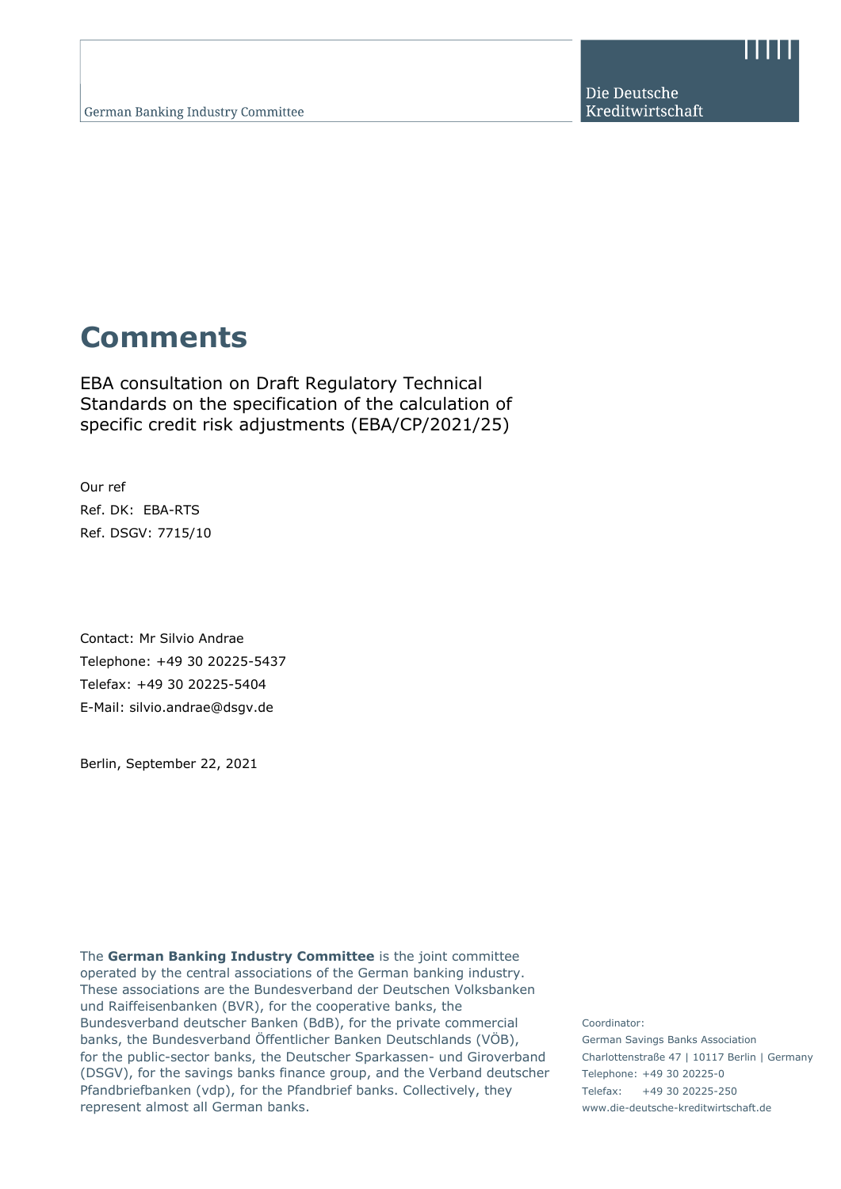German Banking Industry Committee

Die Deutsche Kreditwirtschaft

# Comments

EBA consultation on Draft Regulatory Technical Standards on the specification of the calculation of specific credit risk adjustments (EBA/CP/2021/25)

Our ref
Ref. DK: EBA-RTS
Ref. DSGV: 7715/10

Contact: Mr Silvio Andrae
Telephone: +49 30 20225-5437
Telefax: +49 30 20225-5404
E-Mail: silvio.andrae@dsgv.de

Berlin, September 22, 2021

The **German Banking Industry Committee** is the joint committee operated by the central associations of the German banking industry. These associations are the Bundesverband der Deutschen Volksbanken und Raiffeisenbanken (BVR), for the cooperative banks, the Bundesverband deutscher Banken (BdB), for the private commercial banks, the Bundesverband Öffentlicher Banken Deutschlands (VÖB), for the public-sector banks, the Deutscher Sparkassen- und Giroverband (DSGV), for the savings banks finance group, and the Verband deutscher Pfandbriefbanken (vdp), for the Pfandbrief banks. Collectively, they represent almost all German banks.

Coordinator:
German Savings Banks Association
Charlottenstraße 47 | 10117 Berlin | Germany
Telephone: +49 30 20225-0
Telefax: +49 30 20225-250
www.die-deutsche-kreditwirtschaft.de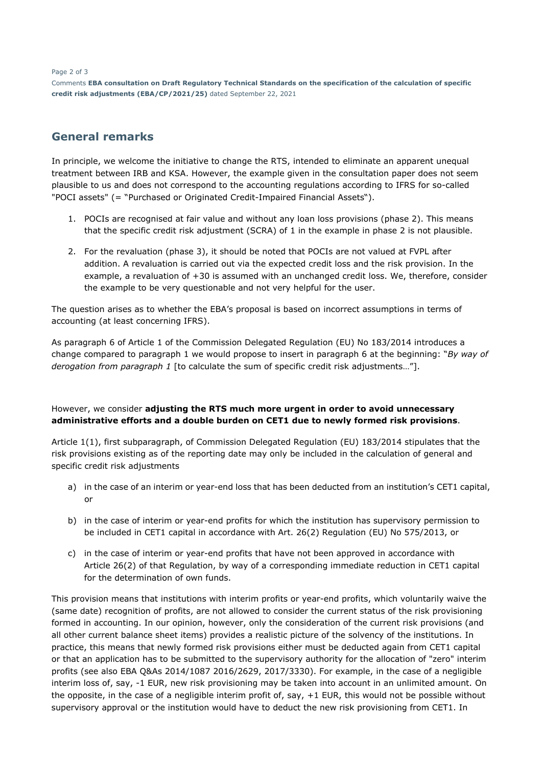## General remarks

In principle, we welcome the initiative to change the RTS, intended to eliminate an apparent unequal treatment between IRB and KSA. However, the example given in the consultation paper does not seem plausible to us and does not correspond to the accounting regulations according to IFRS for so-called "POCI assets" (= "Purchased or Originated Credit-Impaired Financial Assets").

1. POCIs are recognised at fair value and without any loan loss provisions (phase 2). This means that the specific credit risk adjustment (SCRA) of 1 in the example in phase 2 is not plausible.
2. For the revaluation (phase 3), it should be noted that POCIs are not valued at FVPL after addition. A revaluation is carried out via the expected credit loss and the risk provision. In the example, a revaluation of +30 is assumed with an unchanged credit loss. We, therefore, consider the example to be very questionable and not very helpful for the user.

The question arises as to whether the EBA's proposal is based on incorrect assumptions in terms of accounting (at least concerning IFRS).

As paragraph 6 of Article 1 of the Commission Delegated Regulation (EU) No 183/2014 introduces a change compared to paragraph 1 we would propose to insert in paragraph 6 at the beginning: "*By way of derogation from paragraph 1* [to calculate the sum of specific credit risk adjustments…"].

However, we consider **adjusting the RTS much more urgent in order to avoid unnecessary administrative efforts and a double burden on CET1 due to newly formed risk provisions**.

Article 1(1), first subparagraph, of Commission Delegated Regulation (EU) 183/2014 stipulates that the risk provisions existing as of the reporting date may only be included in the calculation of general and specific credit risk adjustments

a) in the case of an interim or year-end loss that has been deducted from an institution's CET1 capital, or
b) in the case of interim or year-end profits for which the institution has supervisory permission to be included in CET1 capital in accordance with Art. 26(2) Regulation (EU) No 575/2013, or
c) in the case of interim or year-end profits that have not been approved in accordance with Article 26(2) of that Regulation, by way of a corresponding immediate reduction in CET1 capital for the determination of own funds.

This provision means that institutions with interim profits or year-end profits, which voluntarily waive the (same date) recognition of profits, are not allowed to consider the current status of the risk provisioning formed in accounting. In our opinion, however, only the consideration of the current risk provisions (and all other current balance sheet items) provides a realistic picture of the solvency of the institutions. In practice, this means that newly formed risk provisions either must be deducted again from CET1 capital or that an application has to be submitted to the supervisory authority for the allocation of "zero" interim profits (see also EBA Q&As 2014/1087 2016/2629, 2017/3330). For example, in the case of a negligible interim loss of, say, -1 EUR, new risk provisioning may be taken into account in an unlimited amount. On the opposite, in the case of a negligible interim profit of, say, +1 EUR, this would not be possible without supervisory approval or the institution would have to deduct the new risk provisioning from CET1. In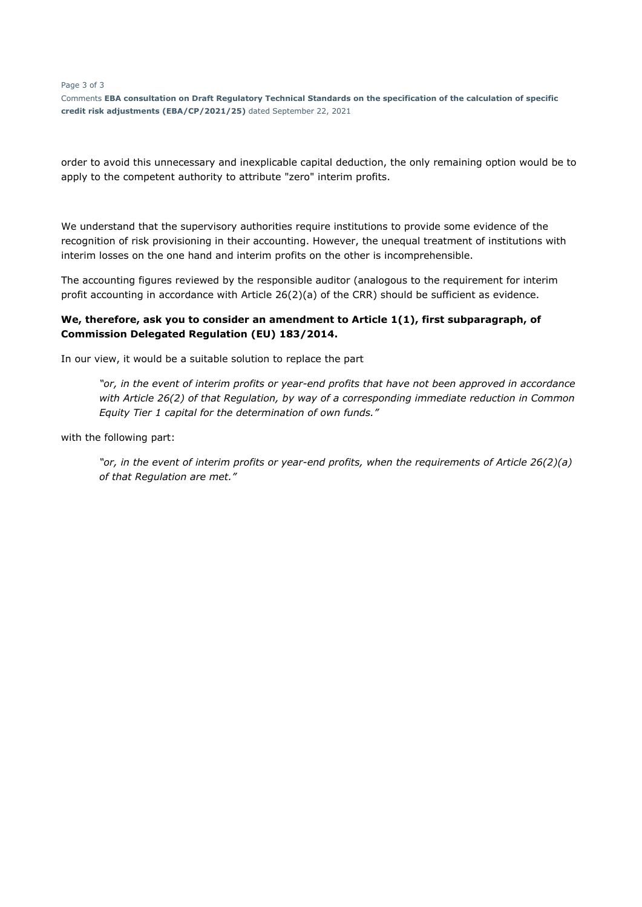order to avoid this unnecessary and inexplicable capital deduction, the only remaining option would be to apply to the competent authority to attribute "zero" interim profits.

We understand that the supervisory authorities require institutions to provide some evidence of the recognition of risk provisioning in their accounting. However, the unequal treatment of institutions with interim losses on the one hand and interim profits on the other is incomprehensible.

The accounting figures reviewed by the responsible auditor (analogous to the requirement for interim profit accounting in accordance with Article 26(2)(a) of the CRR) should be sufficient as evidence.

**We, therefore, ask you to consider an amendment to Article 1(1), first subparagraph, of Commission Delegated Regulation (EU) 183/2014.**

In our view, it would be a suitable solution to replace the part

> *"or, in the event of interim profits or year-end profits that have not been approved in accordance with Article 26(2) of that Regulation, by way of a corresponding immediate reduction in Common Equity Tier 1 capital for the determination of own funds."*

with the following part:

> *"or, in the event of interim profits or year-end profits, when the requirements of Article 26(2)(a) of that Regulation are met."*